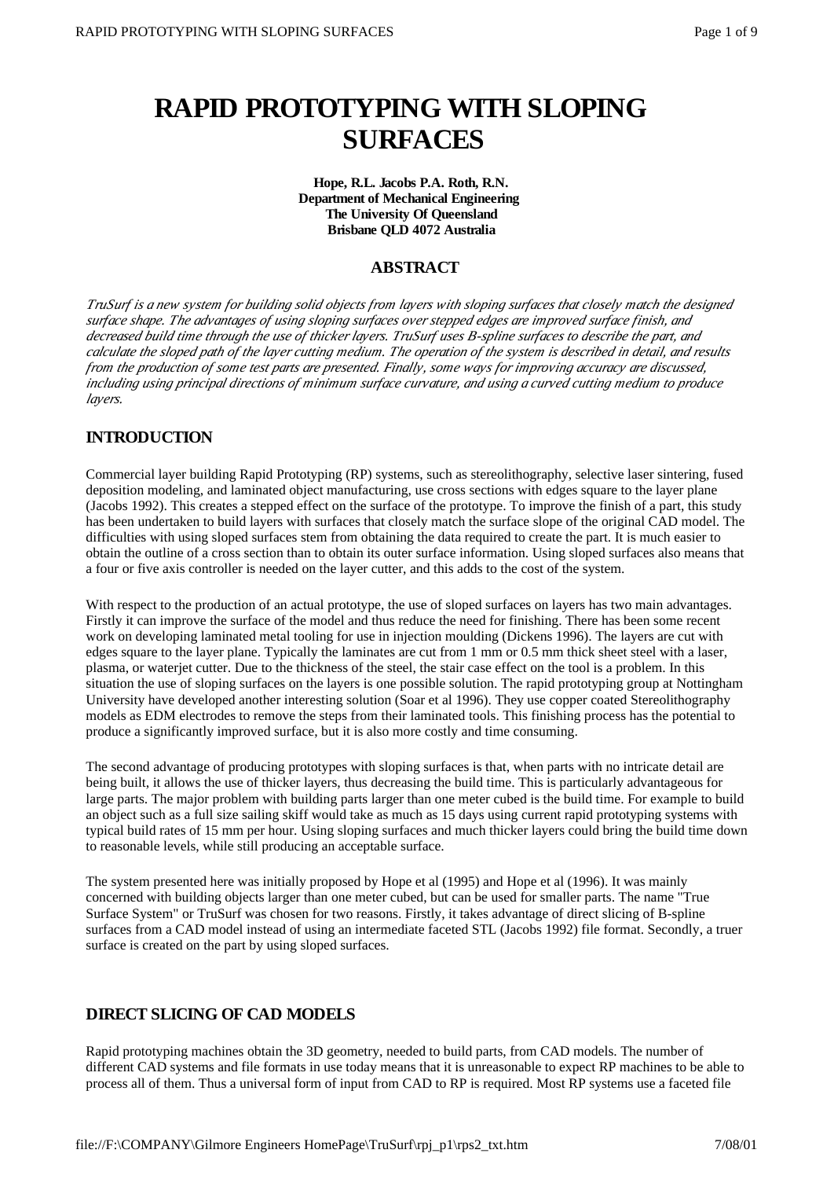# RAPID PROTOTYPING WITH SLOPING SURFACES

**Hope, R.L. Jacobs P.A. Roth, R.N.**
**Department of Mechanical Engineering**
**The University Of Queensland**
**Brisbane QLD 4072 Australia**

## ABSTRACT

*TruSurf is a new system for building solid objects from layers with sloping surfaces that closely match the designed surface shape. The advantages of using sloping surfaces over stepped edges are improved surface finish, and decreased build time through the use of thicker layers. TruSurf uses B-spline surfaces to describe the part, and calculate the sloped path of the layer cutting medium. The operation of the system is described in detail, and results from the production of some test parts are presented. Finally, some ways for improving accuracy are discussed, including using principal directions of minimum surface curvature, and using a curved cutting medium to produce layers.*

## INTRODUCTION

Commercial layer building Rapid Prototyping (RP) systems, such as stereolithography, selective laser sintering, fused deposition modeling, and laminated object manufacturing, use cross sections with edges square to the layer plane (Jacobs 1992). This creates a stepped effect on the surface of the prototype. To improve the finish of a part, this study has been undertaken to build layers with surfaces that closely match the surface slope of the original CAD model. The difficulties with using sloped surfaces stem from obtaining the data required to create the part. It is much easier to obtain the outline of a cross section than to obtain its outer surface information. Using sloped surfaces also means that a four or five axis controller is needed on the layer cutter, and this adds to the cost of the system.

With respect to the production of an actual prototype, the use of sloped surfaces on layers has two main advantages. Firstly it can improve the surface of the model and thus reduce the need for finishing. There has been some recent work on developing laminated metal tooling for use in injection moulding (Dickens 1996). The layers are cut with edges square to the layer plane. Typically the laminates are cut from 1 mm or 0.5 mm thick sheet steel with a laser, plasma, or waterjet cutter. Due to the thickness of the steel, the stair case effect on the tool is a problem. In this situation the use of sloping surfaces on the layers is one possible solution. The rapid prototyping group at Nottingham University have developed another interesting solution (Soar et al 1996). They use copper coated Stereolithography models as EDM electrodes to remove the steps from their laminated tools. This finishing process has the potential to produce a significantly improved surface, but it is also more costly and time consuming.

The second advantage of producing prototypes with sloping surfaces is that, when parts with no intricate detail are being built, it allows the use of thicker layers, thus decreasing the build time. This is particularly advantageous for large parts. The major problem with building parts larger than one meter cubed is the build time. For example to build an object such as a full size sailing skiff would take as much as 15 days using current rapid prototyping systems with typical build rates of 15 mm per hour. Using sloping surfaces and much thicker layers could bring the build time down to reasonable levels, while still producing an acceptable surface.

The system presented here was initially proposed by Hope et al (1995) and Hope et al (1996). It was mainly concerned with building objects larger than one meter cubed, but can be used for smaller parts. The name "True Surface System" or TruSurf was chosen for two reasons. Firstly, it takes advantage of direct slicing of B-spline surfaces from a CAD model instead of using an intermediate faceted STL (Jacobs 1992) file format. Secondly, a truer surface is created on the part by using sloped surfaces.

## DIRECT SLICING OF CAD MODELS

Rapid prototyping machines obtain the 3D geometry, needed to build parts, from CAD models. The number of different CAD systems and file formats in use today means that it is unreasonable to expect RP machines to be able to process all of them. Thus a universal form of input from CAD to RP is required. Most RP systems use a faceted file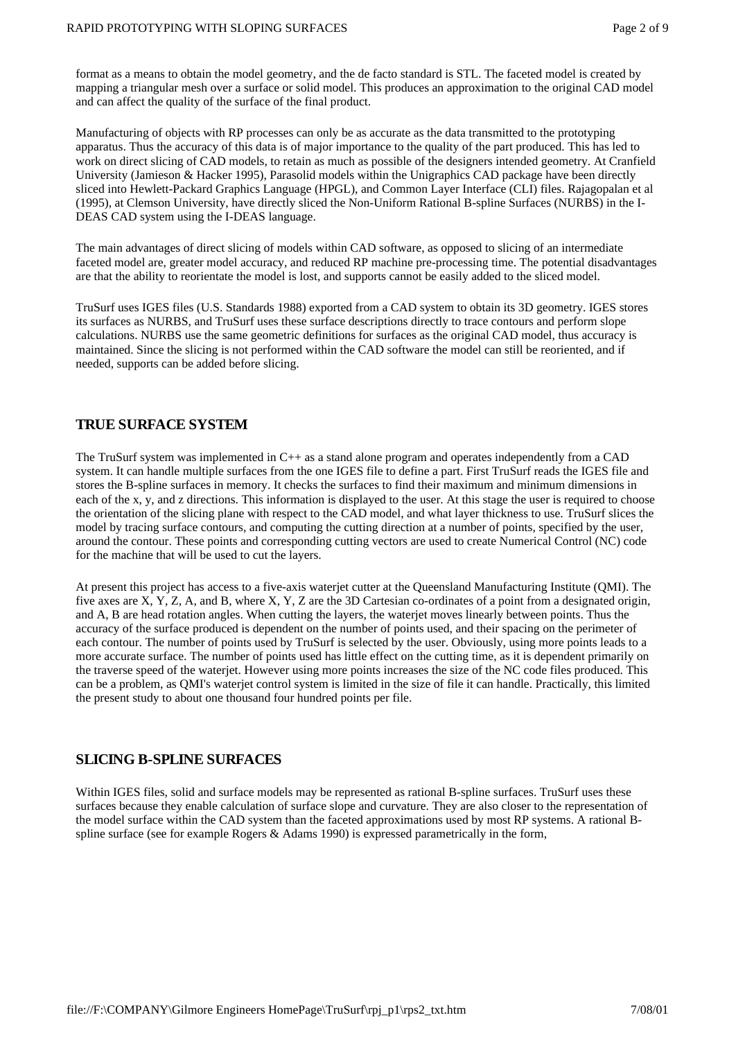format as a means to obtain the model geometry, and the de facto standard is STL. The faceted model is created by mapping a triangular mesh over a surface or solid model. This produces an approximation to the original CAD model and can affect the quality of the surface of the final product.

Manufacturing of objects with RP processes can only be as accurate as the data transmitted to the prototyping apparatus. Thus the accuracy of this data is of major importance to the quality of the part produced. This has led to work on direct slicing of CAD models, to retain as much as possible of the designers intended geometry. At Cranfield University (Jamieson & Hacker 1995), Parasolid models within the Unigraphics CAD package have been directly sliced into Hewlett-Packard Graphics Language (HPGL), and Common Layer Interface (CLI) files. Rajagopalan et al (1995), at Clemson University, have directly sliced the Non-Uniform Rational B-spline Surfaces (NURBS) in the I-DEAS CAD system using the I-DEAS language.

The main advantages of direct slicing of models within CAD software, as opposed to slicing of an intermediate faceted model are, greater model accuracy, and reduced RP machine pre-processing time. The potential disadvantages are that the ability to reorientate the model is lost, and supports cannot be easily added to the sliced model.

TruSurf uses IGES files (U.S. Standards 1988) exported from a CAD system to obtain its 3D geometry. IGES stores its surfaces as NURBS, and TruSurf uses these surface descriptions directly to trace contours and perform slope calculations. NURBS use the same geometric definitions for surfaces as the original CAD model, thus accuracy is maintained. Since the slicing is not performed within the CAD software the model can still be reoriented, and if needed, supports can be added before slicing.

## TRUE SURFACE SYSTEM

The TruSurf system was implemented in C++ as a stand alone program and operates independently from a CAD system. It can handle multiple surfaces from the one IGES file to define a part. First TruSurf reads the IGES file and stores the B-spline surfaces in memory. It checks the surfaces to find their maximum and minimum dimensions in each of the x, y, and z directions. This information is displayed to the user. At this stage the user is required to choose the orientation of the slicing plane with respect to the CAD model, and what layer thickness to use. TruSurf slices the model by tracing surface contours, and computing the cutting direction at a number of points, specified by the user, around the contour. These points and corresponding cutting vectors are used to create Numerical Control (NC) code for the machine that will be used to cut the layers.

At present this project has access to a five-axis waterjet cutter at the Queensland Manufacturing Institute (QMI). The five axes are X, Y, Z, A, and B, where X, Y, Z are the 3D Cartesian co-ordinates of a point from a designated origin, and A, B are head rotation angles. When cutting the layers, the waterjet moves linearly between points. Thus the accuracy of the surface produced is dependent on the number of points used, and their spacing on the perimeter of each contour. The number of points used by TruSurf is selected by the user. Obviously, using more points leads to a more accurate surface. The number of points used has little effect on the cutting time, as it is dependent primarily on the traverse speed of the waterjet. However using more points increases the size of the NC code files produced. This can be a problem, as QMI's waterjet control system is limited in the size of file it can handle. Practically, this limited the present study to about one thousand four hundred points per file.

## SLICING B-SPLINE SURFACES

Within IGES files, solid and surface models may be represented as rational B-spline surfaces. TruSurf uses these surfaces because they enable calculation of surface slope and curvature. They are also closer to the representation of the model surface within the CAD system than the faceted approximations used by most RP systems. A rational B-spline surface (see for example Rogers & Adams 1990) is expressed parametrically in the form,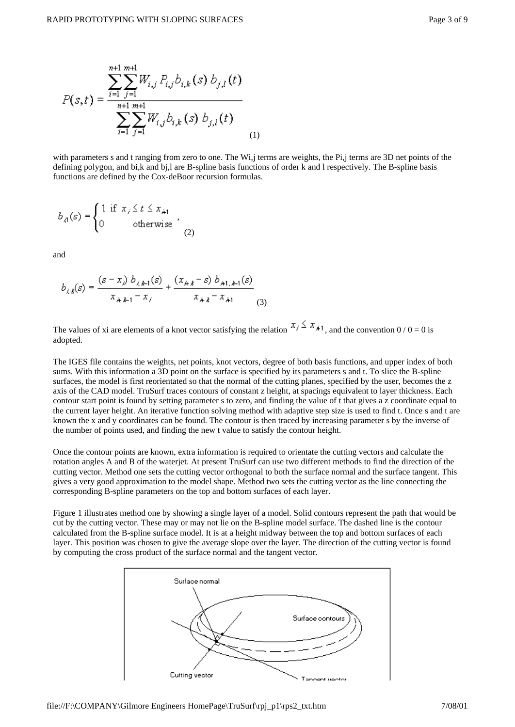$$P(s,t) = \frac{\sum_{i=1}^{n+1}\sum_{j=1}^{m+1} W_{i,j}\, P_{i,j}\, b_{i,k}(s)\, b_{j,l}(t)}{\sum_{i=1}^{n+1}\sum_{j=1}^{m+1} W_{i,j}\, b_{i,k}(s)\, b_{j,l}(t)} \tag{1}$$

with parameters s and t ranging from zero to one. The $W_{i,j}$ terms are weights, the $P_{i,j}$ terms are 3D net points of the defining polygon, and $b_{i,k}$ and $b_{j,l}$ are B-spline basis functions of order k and l respectively. The B-spline basis functions are defined by the Cox-deBoor recursion formulas.

$$b_{i,1}(s) = \begin{cases} 1 & \text{if } x_i \le t \le x_{i+1} \\ 0 & \text{otherwise} \end{cases}, \tag{2}$$

and

$$b_{i,k}(s) = \frac{(s - x_i)\, b_{i,k-1}(s)}{x_{i+k-1} - x_i} + \frac{(x_{i+k} - s)\, b_{i+1,k-1}(s)}{x_{i+k} - x_{i+1}} \tag{3}$$

The values of $x_i$ are elements of a knot vector satisfying the relation $x_i \le x_{i+1}$, and the convention $0 / 0 = 0$ is adopted.

The IGES file contains the weights, net points, knot vectors, degree of both basis functions, and upper index of both sums. With this information a 3D point on the surface is specified by its parameters s and t. To slice the B-spline surfaces, the model is first reorientated so that the normal of the cutting planes, specified by the user, becomes the z axis of the CAD model. TruSurf traces contours of constant z height, at spacings equivalent to layer thickness. Each contour start point is found by setting parameter s to zero, and finding the value of t that gives a z coordinate equal to the current layer height. An iterative function solving method with adaptive step size is used to find t. Once s and t are known the x and y coordinates can be found. The contour is then traced by increasing parameter s by the inverse of the number of points used, and finding the new t value to satisfy the contour height.

Once the contour points are known, extra information is required to orientate the cutting vectors and calculate the rotation angles A and B of the waterjet. At present TruSurf can use two different methods to find the direction of the cutting vector. Method one sets the cutting vector orthogonal to both the surface normal and the surface tangent. This gives a very good approximation to the model shape. Method two sets the cutting vector as the line connecting the corresponding B-spline parameters on the top and bottom surfaces of each layer.

Figure 1 illustrates method one by showing a single layer of a model. Solid contours represent the path that would be cut by the cutting vector. These may or may not lie on the B-spline model surface. The dashed line is the contour calculated from the B-spline surface model. It is at a height midway between the top and bottom surfaces of each layer. This position was chosen to give the average slope over the layer. The direction of the cutting vector is found by computing the cross product of the surface normal and the tangent vector.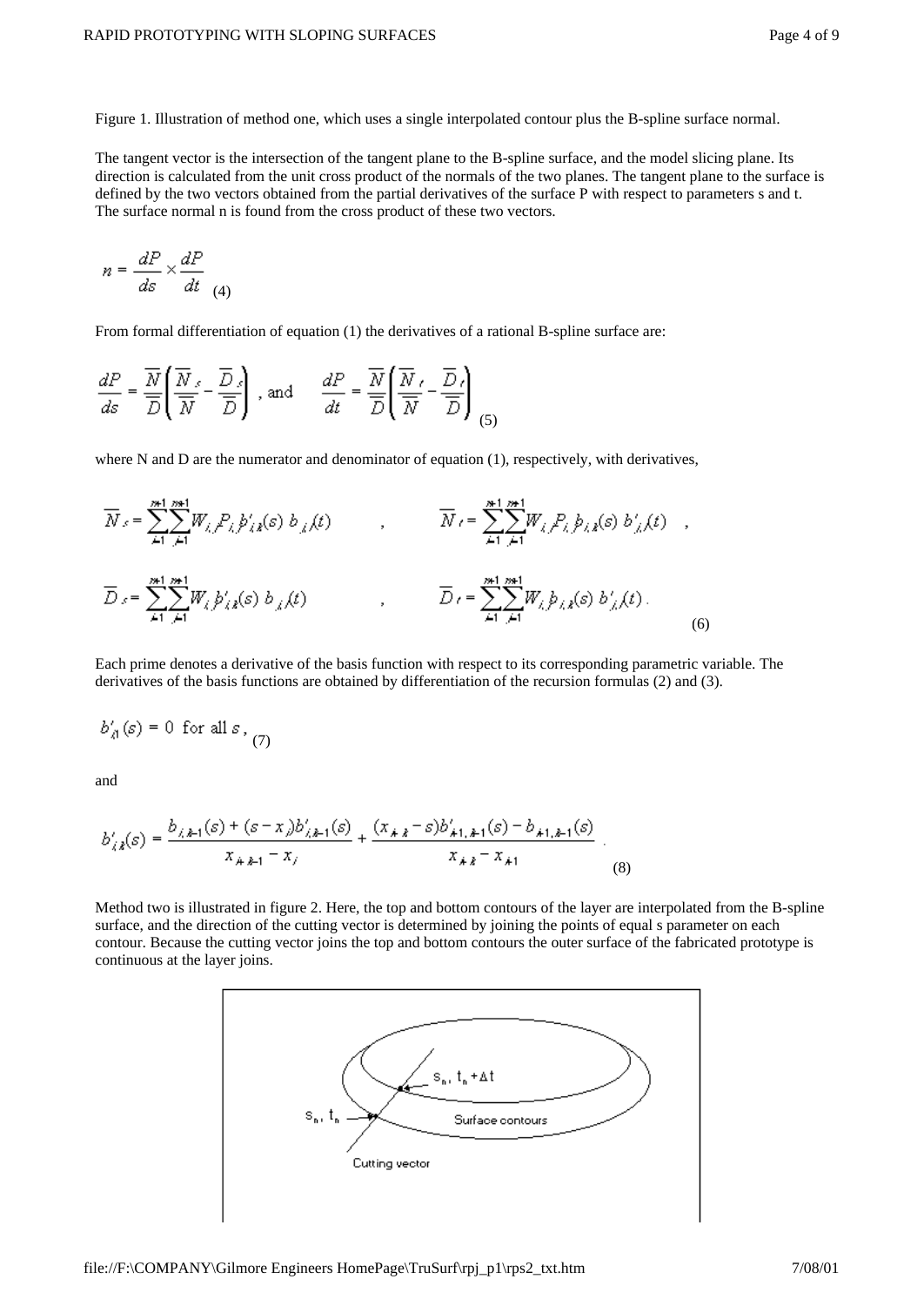Figure 1. Illustration of method one, which uses a single interpolated contour plus the B-spline surface normal.

The tangent vector is the intersection of the tangent plane to the B-spline surface, and the model slicing plane. Its direction is calculated from the unit cross product of the normals of the two planes. The tangent plane to the surface is defined by the two vectors obtained from the partial derivatives of the surface P with respect to parameters s and t. The surface normal n is found from the cross product of these two vectors.

$$n = \frac{dP}{ds} \times \frac{dP}{dt} \quad (4)$$

From formal differentiation of equation (1) the derivatives of a rational B-spline surface are:

$$\frac{dP}{ds} = \frac{\overline{N}}{\overline{D}}\left(\frac{\overline{N}_s}{\overline{N}} - \frac{\overline{D}_s}{\overline{D}}\right), \text{ and } \quad \frac{dP}{dt} = \frac{\overline{N}}{\overline{D}}\left(\frac{\overline{N}_t}{\overline{N}} - \frac{\overline{D}_t}{\overline{D}}\right) \quad (5)$$

where N and D are the numerator and denominator of equation (1), respectively, with derivatives,

$$\overline{N}_s = \sum_{i=1}^{n+1}\sum_{j=1}^{m+1} W_{i,j} P_{i,j} b'_{i,k}(s)\, b_{j,l}(t), \qquad \overline{N}_t = \sum_{i=1}^{n+1}\sum_{j=1}^{m+1} W_{i,j} P_{i,j} b_{i,k}(s)\, b'_{j,l}(t),$$

$$\overline{D}_s = \sum_{i=1}^{n+1}\sum_{j=1}^{m+1} W_{i,j} b'_{i,k}(s)\, b_{j,l}(t), \qquad \overline{D}_t = \sum_{i=1}^{n+1}\sum_{j=1}^{m+1} W_{i,j} b_{i,k}(s)\, b'_{j,l}(t). \quad (6)$$

Each prime denotes a derivative of the basis function with respect to its corresponding parametric variable. The derivatives of the basis functions are obtained by differentiation of the recursion formulas (2) and (3).

$$b'_{i,1}(s) = 0 \text{ for all } s, \quad (7)$$

and

$$b'_{i,k}(s) = \frac{b_{i,k-1}(s) + (s - x_i)b'_{i,k-1}(s)}{x_{i+k-1} - x_i} + \frac{(x_{i+k} - s)b'_{i+1,k-1}(s) - b_{i+1,k-1}(s)}{x_{i+k} - x_{i+1}}. \quad (8)$$

Method two is illustrated in figure 2. Here, the top and bottom contours of the layer are interpolated from the B-spline surface, and the direction of the cutting vector is determined by joining the points of equal s parameter on each contour. Because the cutting vector joins the top and bottom contours the outer surface of the fabricated prototype is continuous at the layer joins.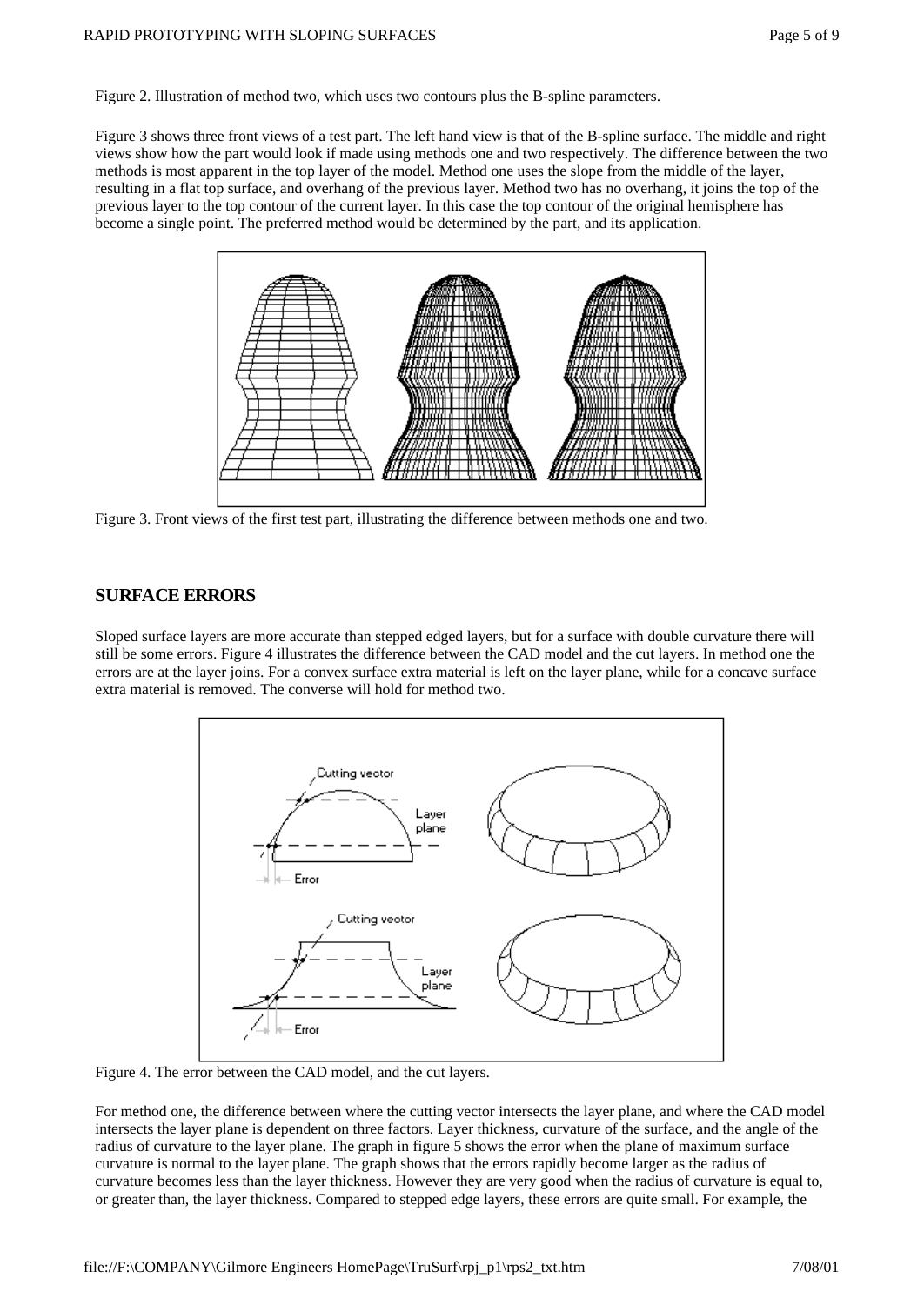Figure 2. Illustration of method two, which uses two contours plus the B-spline parameters.

Figure 3 shows three front views of a test part. The left hand view is that of the B-spline surface. The middle and right views show how the part would look if made using methods one and two respectively. The difference between the two methods is most apparent in the top layer of the model. Method one uses the slope from the middle of the layer, resulting in a flat top surface, and overhang of the previous layer. Method two has no overhang, it joins the top of the previous layer to the top contour of the current layer. In this case the top contour of the original hemisphere has become a single point. The preferred method would be determined by the part, and its application.

Figure 3. Front views of the first test part, illustrating the difference between methods one and two.

## SURFACE ERRORS

Sloped surface layers are more accurate than stepped edged layers, but for a surface with double curvature there will still be some errors. Figure 4 illustrates the difference between the CAD model and the cut layers. In method one the errors are at the layer joins. For a convex surface extra material is left on the layer plane, while for a concave surface extra material is removed. The converse will hold for method two.

Figure 4. The error between the CAD model, and the cut layers.

For method one, the difference between where the cutting vector intersects the layer plane, and where the CAD model intersects the layer plane is dependent on three factors. Layer thickness, curvature of the surface, and the angle of the radius of curvature to the layer plane. The graph in figure 5 shows the error when the plane of maximum surface curvature is normal to the layer plane. The graph shows that the errors rapidly become larger as the radius of curvature becomes less than the layer thickness. However they are very good when the radius of curvature is equal to, or greater than, the layer thickness. Compared to stepped edge layers, these errors are quite small. For example, the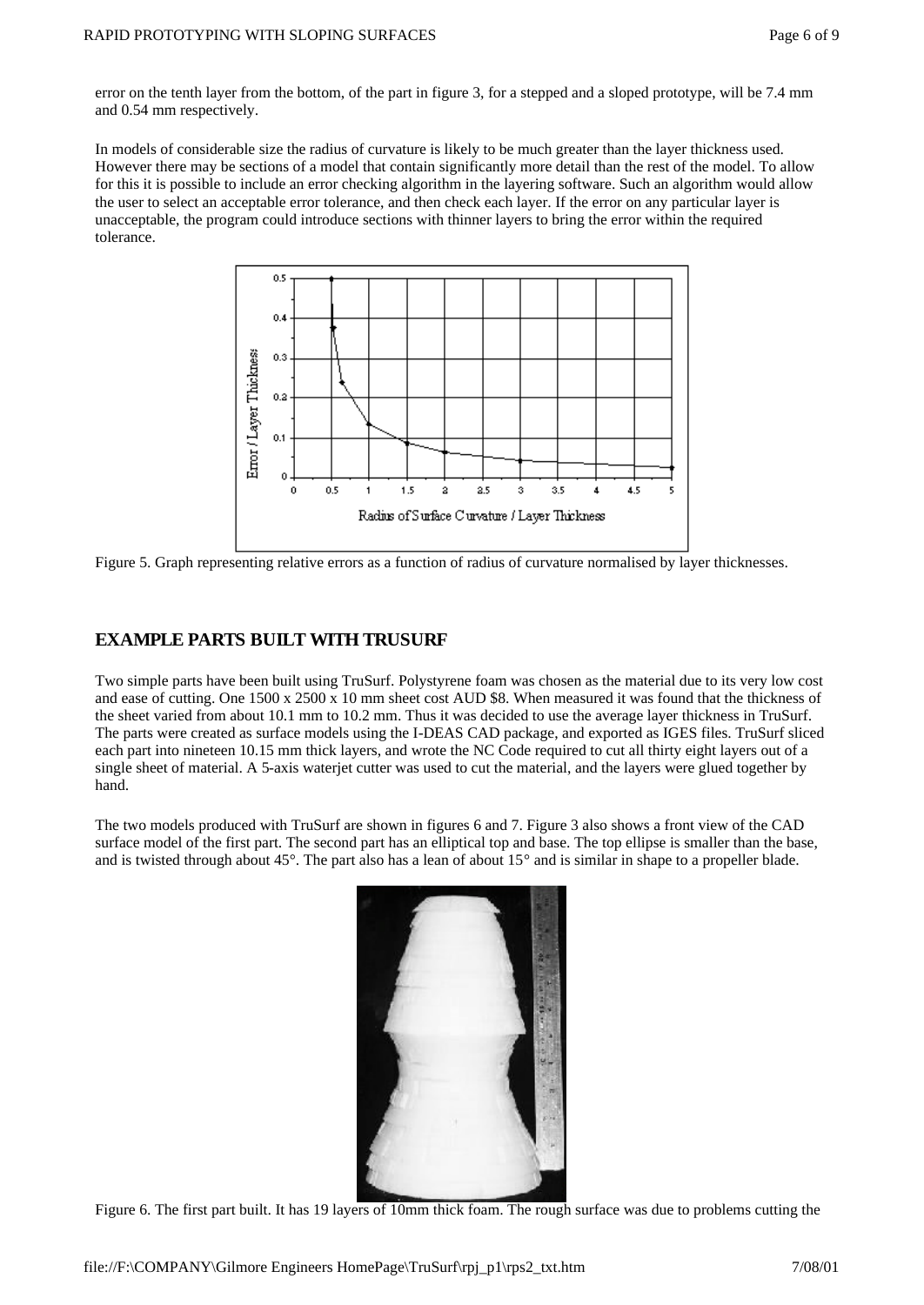error on the tenth layer from the bottom, of the part in figure 3, for a stepped and a sloped prototype, will be 7.4 mm and 0.54 mm respectively.

In models of considerable size the radius of curvature is likely to be much greater than the layer thickness used. However there may be sections of a model that contain significantly more detail than the rest of the model. To allow for this it is possible to include an error checking algorithm in the layering software. Such an algorithm would allow the user to select an acceptable error tolerance, and then check each layer. If the error on any particular layer is unacceptable, the program could introduce sections with thinner layers to bring the error within the required tolerance.

Figure 5. Graph representing relative errors as a function of radius of curvature normalised by layer thicknesses.

## EXAMPLE PARTS BUILT WITH TRUSURF

Two simple parts have been built using TruSurf. Polystyrene foam was chosen as the material due to its very low cost and ease of cutting. One 1500 x 2500 x 10 mm sheet cost AUD $8. When measured it was found that the thickness of the sheet varied from about 10.1 mm to 10.2 mm. Thus it was decided to use the average layer thickness in TruSurf. The parts were created as surface models using the I-DEAS CAD package, and exported as IGES files. TruSurf sliced each part into nineteen 10.15 mm thick layers, and wrote the NC Code required to cut all thirty eight layers out of a single sheet of material. A 5-axis waterjet cutter was used to cut the material, and the layers were glued together by hand.

The two models produced with TruSurf are shown in figures 6 and 7. Figure 3 also shows a front view of the CAD surface model of the first part. The second part has an elliptical top and base. The top ellipse is smaller than the base, and is twisted through about 45°. The part also has a lean of about 15° and is similar in shape to a propeller blade.

Figure 6. The first part built. It has 19 layers of 10mm thick foam. The rough surface was due to problems cutting the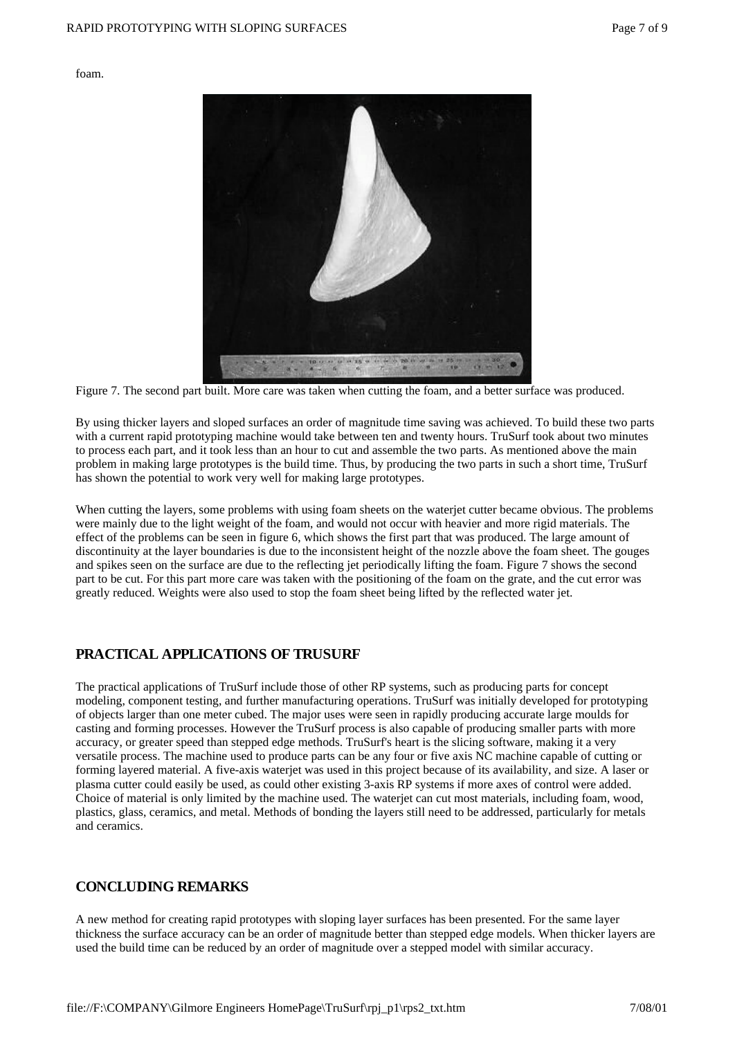foam.

Figure 7. The second part built. More care was taken when cutting the foam, and a better surface was produced.

By using thicker layers and sloped surfaces an order of magnitude time saving was achieved. To build these two parts with a current rapid prototyping machine would take between ten and twenty hours. TruSurf took about two minutes to process each part, and it took less than an hour to cut and assemble the two parts. As mentioned above the main problem in making large prototypes is the build time. Thus, by producing the two parts in such a short time, TruSurf has shown the potential to work very well for making large prototypes.

When cutting the layers, some problems with using foam sheets on the waterjet cutter became obvious. The problems were mainly due to the light weight of the foam, and would not occur with heavier and more rigid materials. The effect of the problems can be seen in figure 6, which shows the first part that was produced. The large amount of discontinuity at the layer boundaries is due to the inconsistent height of the nozzle above the foam sheet. The gouges and spikes seen on the surface are due to the reflecting jet periodically lifting the foam. Figure 7 shows the second part to be cut. For this part more care was taken with the positioning of the foam on the grate, and the cut error was greatly reduced. Weights were also used to stop the foam sheet being lifted by the reflected water jet.

## PRACTICAL APPLICATIONS OF TRUSURF

The practical applications of TruSurf include those of other RP systems, such as producing parts for concept modeling, component testing, and further manufacturing operations. TruSurf was initially developed for prototyping of objects larger than one meter cubed. The major uses were seen in rapidly producing accurate large moulds for casting and forming processes. However the TruSurf process is also capable of producing smaller parts with more accuracy, or greater speed than stepped edge methods. TruSurf's heart is the slicing software, making it a very versatile process. The machine used to produce parts can be any four or five axis NC machine capable of cutting or forming layered material. A five-axis waterjet was used in this project because of its availability, and size. A laser or plasma cutter could easily be used, as could other existing 3-axis RP systems if more axes of control were added. Choice of material is only limited by the machine used. The waterjet can cut most materials, including foam, wood, plastics, glass, ceramics, and metal. Methods of bonding the layers still need to be addressed, particularly for metals and ceramics.

## CONCLUDING REMARKS

A new method for creating rapid prototypes with sloping layer surfaces has been presented. For the same layer thickness the surface accuracy can be an order of magnitude better than stepped edge models. When thicker layers are used the build time can be reduced by an order of magnitude over a stepped model with similar accuracy.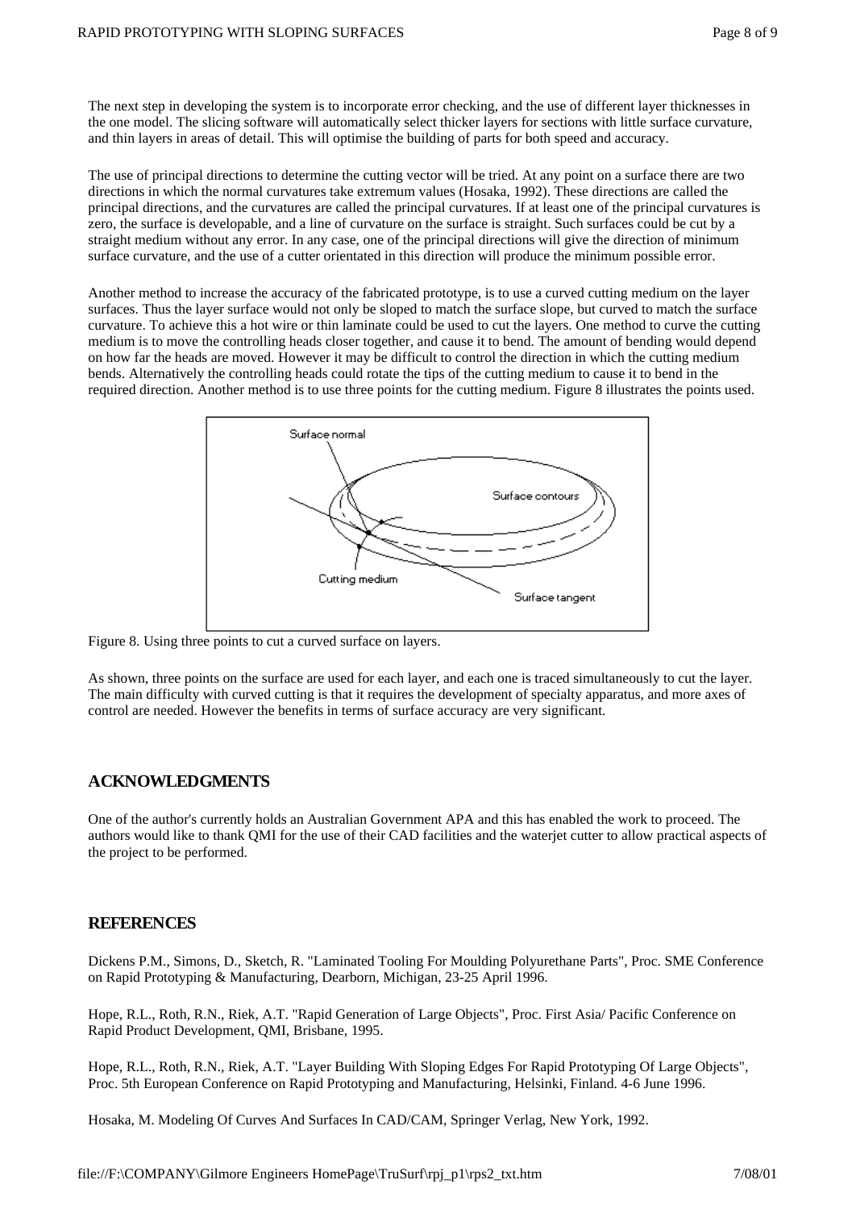The next step in developing the system is to incorporate error checking, and the use of different layer thicknesses in the one model. The slicing software will automatically select thicker layers for sections with little surface curvature, and thin layers in areas of detail. This will optimise the building of parts for both speed and accuracy.

The use of principal directions to determine the cutting vector will be tried. At any point on a surface there are two directions in which the normal curvatures take extremum values (Hosaka, 1992). These directions are called the principal directions, and the curvatures are called the principal curvatures. If at least one of the principal curvatures is zero, the surface is developable, and a line of curvature on the surface is straight. Such surfaces could be cut by a straight medium without any error. In any case, one of the principal directions will give the direction of minimum surface curvature, and the use of a cutter orientated in this direction will produce the minimum possible error.

Another method to increase the accuracy of the fabricated prototype, is to use a curved cutting medium on the layer surfaces. Thus the layer surface would not only be sloped to match the surface slope, but curved to match the surface curvature. To achieve this a hot wire or thin laminate could be used to cut the layers. One method to curve the cutting medium is to move the controlling heads closer together, and cause it to bend. The amount of bending would depend on how far the heads are moved. However it may be difficult to control the direction in which the cutting medium bends. Alternatively the controlling heads could rotate the tips of the cutting medium to cause it to bend in the required direction. Another method is to use three points for the cutting medium. Figure 8 illustrates the points used.

Figure 8. Using three points to cut a curved surface on layers.

As shown, three points on the surface are used for each layer, and each one is traced simultaneously to cut the layer. The main difficulty with curved cutting is that it requires the development of specialty apparatus, and more axes of control are needed. However the benefits in terms of surface accuracy are very significant.

## ACKNOWLEDGMENTS

One of the author's currently holds an Australian Government APA and this has enabled the work to proceed. The authors would like to thank QMI for the use of their CAD facilities and the waterjet cutter to allow practical aspects of the project to be performed.

## REFERENCES

Dickens P.M., Simons, D., Sketch, R. "Laminated Tooling For Moulding Polyurethane Parts", Proc. SME Conference on Rapid Prototyping & Manufacturing, Dearborn, Michigan, 23-25 April 1996.

Hope, R.L., Roth, R.N., Riek, A.T. "Rapid Generation of Large Objects", Proc. First Asia/ Pacific Conference on Rapid Product Development, QMI, Brisbane, 1995.

Hope, R.L., Roth, R.N., Riek, A.T. "Layer Building With Sloping Edges For Rapid Prototyping Of Large Objects", Proc. 5th European Conference on Rapid Prototyping and Manufacturing, Helsinki, Finland. 4-6 June 1996.

Hosaka, M. Modeling Of Curves And Surfaces In CAD/CAM, Springer Verlag, New York, 1992.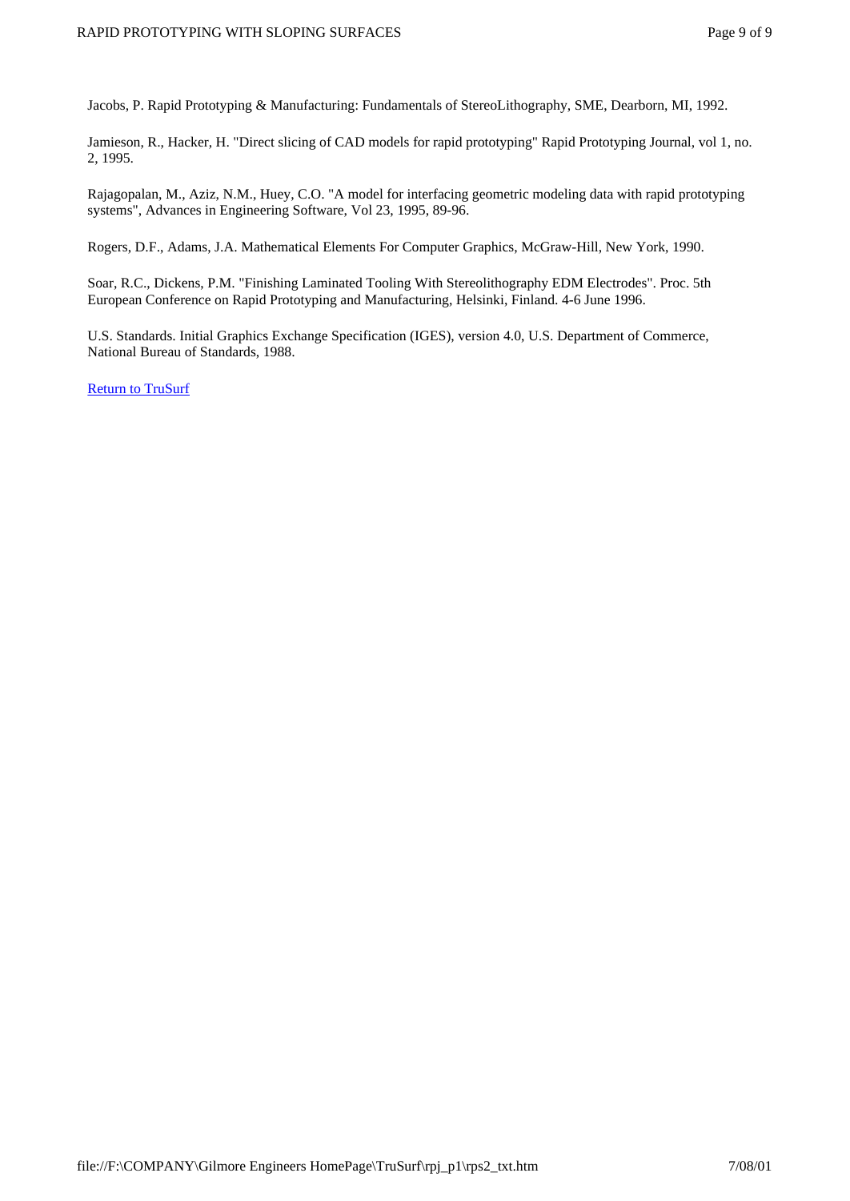Jacobs, P. Rapid Prototyping & Manufacturing: Fundamentals of StereoLithography, SME, Dearborn, MI, 1992.

Jamieson, R., Hacker, H. "Direct slicing of CAD models for rapid prototyping" Rapid Prototyping Journal, vol 1, no. 2, 1995.

Rajagopalan, M., Aziz, N.M., Huey, C.O. "A model for interfacing geometric modeling data with rapid prototyping systems", Advances in Engineering Software, Vol 23, 1995, 89-96.

Rogers, D.F., Adams, J.A. Mathematical Elements For Computer Graphics, McGraw-Hill, New York, 1990.

Soar, R.C., Dickens, P.M. "Finishing Laminated Tooling With Stereolithography EDM Electrodes". Proc. 5th European Conference on Rapid Prototyping and Manufacturing, Helsinki, Finland. 4-6 June 1996.

U.S. Standards. Initial Graphics Exchange Specification (IGES), version 4.0, U.S. Department of Commerce, National Bureau of Standards, 1988.

Return to TruSurf